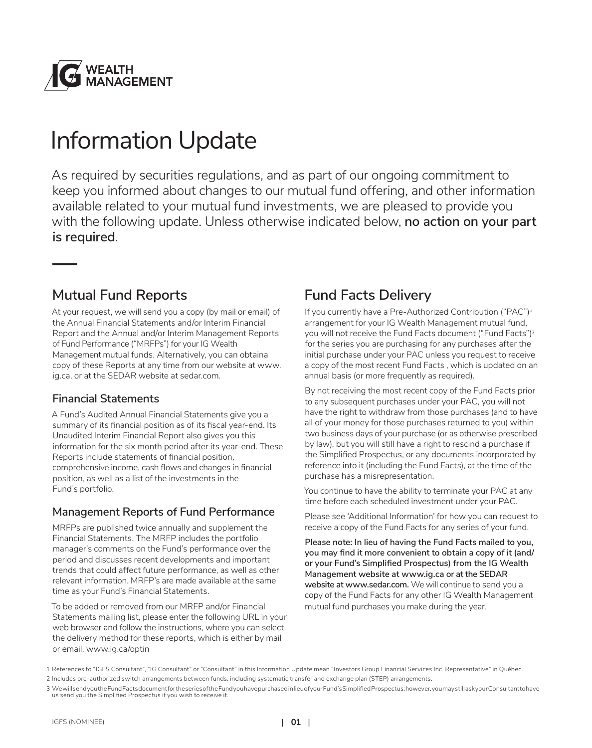IG WEALTH MANAGEMENT

# Information Update

As required by securities regulations, and as part of our ongoing commitment to keep you informed about changes to our mutual fund offering, and other information available related to your mutual fund investments, we are pleased to provide you with the following update. Unless otherwise indicated below, **no action on your part is required**.

## Mutual Fund Reports

At your request, we will send you a copy (by mail or email) of the Annual Financial Statements and/or Interim Financial Report and the Annual and/or Interim Management Reports of Fund Performance ("MRFPs") for your IG Wealth Management mutual funds. Alternatively, you can obtaina copy of these Reports at any time from our website at www.ig.ca, or at the SEDAR website at sedar.com.

### Financial Statements

A Fund's Audited Annual Financial Statements give you a summary of its financial position as of its fiscal year-end. Its Unaudited Interim Financial Report also gives you this information for the six month period after its year-end. These Reports include statements of financial position, comprehensive income, cash flows and changes in financial position, as well as a list of the investments in the Fund's portfolio.

### Management Reports of Fund Performance

MRFPs are published twice annually and supplement the Financial Statements. The MRFP includes the portfolio manager's comments on the Fund's performance over the period and discusses recent developments and important trends that could affect future performance, as well as other relevant information. MRFP's are made available at the same time as your Fund's Financial Statements.

To be added or removed from our MRFP and/or Financial Statements mailing list, please enter the following URL in your web browser and follow the instructions, where you can select the delivery method for these reports, which is either by mail or email. www.ig.ca/optin

## Fund Facts Delivery

If you currently have a Pre-Authorized Contribution ("PAC")[2] arrangement for your IG Wealth Management mutual fund, you will not receive the Fund Facts document ("Fund Facts")[3] for the series you are purchasing for any purchases after the initial purchase under your PAC unless you request to receive a copy of the most recent Fund Facts , which is updated on an annual basis (or more frequently as required).

By not receiving the most recent copy of the Fund Facts prior to any subsequent purchases under your PAC, you will not have the right to withdraw from those purchases (and to have all of your money for those purchases returned to you) within two business days of your purchase (or as otherwise prescribed by law), but you will still have a right to rescind a purchase if the Simplified Prospectus, or any documents incorporated by reference into it (including the Fund Facts), at the time of the purchase has a misrepresentation.

You continue to have the ability to terminate your PAC at any time before each scheduled investment under your PAC.

Please see 'Additional Information' for how you can request to receive a copy of the Fund Facts for any series of your fund.

**Please note: In lieu of having the Fund Facts mailed to you, you may find it more convenient to obtain a copy of it (and/or your Fund's Simplified Prospectus) from the IG Wealth Management website at www.ig.ca or at the SEDAR website at www.sedar.com.** We will continue to send you a copy of the Fund Facts for any other IG Wealth Management mutual fund purchases you make during the year.

1 References to "IGFS Consultant", "IG Consultant" or "Consultant" in this Information Update mean "Investors Group Financial Services Inc. Representative" in Québec.

2 Includes pre-authorized switch arrangements between funds, including systematic transfer and exchange plan (STEP) arrangements.

3 We will send you the Fund Facts document for the series of the Fund you have purchased in lieu of your Fund's Simplified Prospectus; however, you may still ask your Consultant to have us send you the Simplified Prospectus if you wish to receive it.

IGFS (NOMINEE)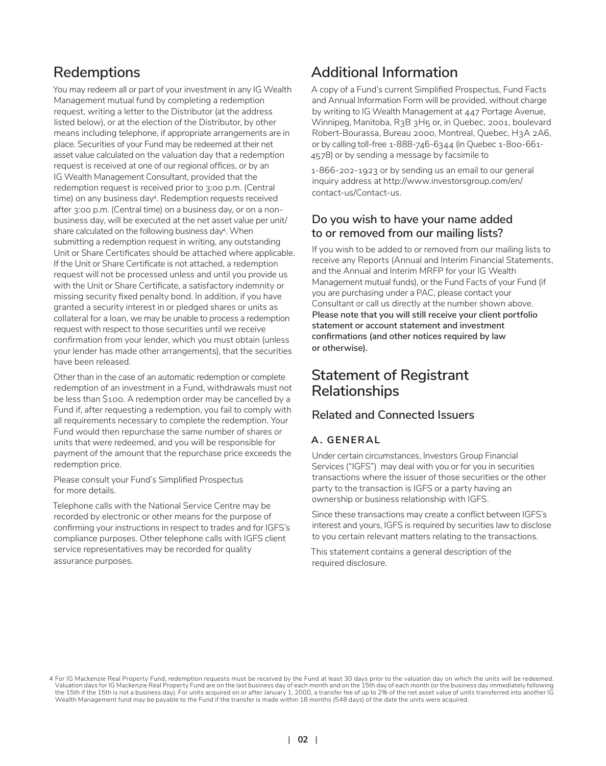## Redemptions

You may redeem all or part of your investment in any IG Wealth Management mutual fund by completing a redemption request, writing a letter to the Distributor (at the address listed below), or at the election of the Distributor, by other means including telephone, if appropriate arrangements are in place. Securities of your Fund may be redeemed at their net asset value calculated on the valuation day that a redemption request is received at one of our regional offices, or by an IG Wealth Management Consultant, provided that the redemption request is received prior to 3:00 p.m. (Central time) on any business day[4]. Redemption requests received after 3:00 p.m. (Central time) on a business day, or on a non-business day, will be executed at the net asset value per unit/share calculated on the following business day[4]. When submitting a redemption request in writing, any outstanding Unit or Share Certificates should be attached where applicable. If the Unit or Share Certificate is not attached, a redemption request will not be processed unless and until you provide us with the Unit or Share Certificate, a satisfactory indemnity or missing security fixed penalty bond. In addition, if you have granted a security interest in or pledged shares or units as collateral for a loan, we may be unable to process a redemption request with respect to those securities until we receive confirmation from your lender, which you must obtain (unless your lender has made other arrangements), that the securities have been released.

Other than in the case of an automatic redemption or complete redemption of an investment in a Fund, withdrawals must not be less than $100. A redemption order may be cancelled by a Fund if, after requesting a redemption, you fail to comply with all requirements necessary to complete the redemption. Your Fund would then repurchase the same number of shares or units that were redeemed, and you will be responsible for payment of the amount that the repurchase price exceeds the redemption price.

Please consult your Fund's Simplified Prospectus for more details.

Telephone calls with the National Service Centre may be recorded by electronic or other means for the purpose of confirming your instructions in respect to trades and for IGFS's compliance purposes. Other telephone calls with IGFS client service representatives may be recorded for quality assurance purposes.

## Additional Information

A copy of a Fund's current Simplified Prospectus, Fund Facts and Annual Information Form will be provided, without charge by writing to IG Wealth Management at 447 Portage Avenue, Winnipeg, Manitoba, R3B 3H5 or, in Quebec, 2001, boulevard Robert-Bourassa, Bureau 2000, Montreal, Quebec, H3A 2A6, or by calling toll-free 1-888-746-6344 (in Quebec 1-800-661-4578) or by sending a message by facsimile to 1-866-202-1923 or by sending us an email to our general inquiry address at http://www.investorsgroup.com/en/contact-us/Contact-us.

### Do you wish to have your name added to or removed from our mailing lists?

If you wish to be added to or removed from our mailing lists to receive any Reports (Annual and Interim Financial Statements, and the Annual and Interim MRFP for your IG Wealth Management mutual funds), or the Fund Facts of your Fund (if you are purchasing under a PAC, please contact your Consultant or call us directly at the number shown above. **Please note that you will still receive your client portfolio statement or account statement and investment confirmations (and other notices required by law or otherwise).**

## Statement of Registrant Relationships

### Related and Connected Issuers

#### A. GENERAL

Under certain circumstances, Investors Group Financial Services ("IGFS") may deal with you or for you in securities transactions where the issuer of those securities or the other party to the transaction is IGFS or a party having an ownership or business relationship with IGFS.

Since these transactions may create a conflict between IGFS's interest and yours, IGFS is required by securities law to disclose to you certain relevant matters relating to the transactions.

This statement contains a general description of the required disclosure.

4 For IG Mackenzie Real Property Fund, redemption requests must be received by the Fund at least 30 days prior to the valuation day on which the units will be redeemed. Valuation days for IG Mackenzie Real Property Fund are on the last business day of each month and on the 15th day of each month (or the business day immediately following the 15th if the 15th is not a business day). For units acquired on or after January 1, 2000, a transfer fee of up to 2% of the net asset value of units transferred into another IG Wealth Management fund may be payable to the Fund if the transfer is made within 18 months (548 days) of the date the units were acquired.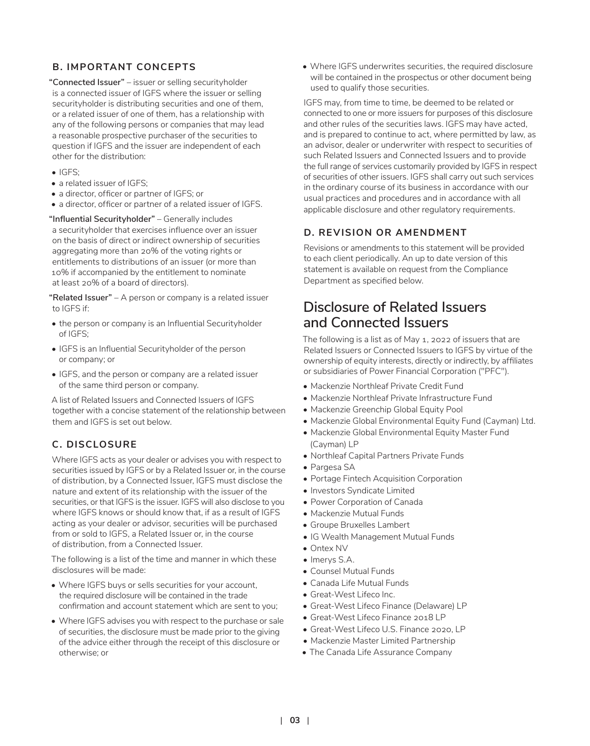### B. IMPORTANT CONCEPTS

**"Connected Issuer"** – issuer or selling securityholder is a connected issuer of IGFS where the issuer or selling securityholder is distributing securities and one of them, or a related issuer of one of them, has a relationship with any of the following persons or companies that may lead a reasonable prospective purchaser of the securities to question if IGFS and the issuer are independent of each other for the distribution:

- IGFS;
- a related issuer of IGFS;
- a director, officer or partner of IGFS; or
- a director, officer or partner of a related issuer of IGFS.

**"Influential Securityholder"** – Generally includes a securityholder that exercises influence over an issuer on the basis of direct or indirect ownership of securities aggregating more than 20% of the voting rights or entitlements to distributions of an issuer (or more than 10% if accompanied by the entitlement to nominate at least 20% of a board of directors).

**"Related Issuer"** – A person or company is a related issuer to IGFS if:

- the person or company is an Influential Securityholder of IGFS;
- IGFS is an Influential Securityholder of the person or company; or
- IGFS, and the person or company are a related issuer of the same third person or company.

A list of Related Issuers and Connected Issuers of IGFS together with a concise statement of the relationship between them and IGFS is set out below.

### C. DISCLOSURE

Where IGFS acts as your dealer or advises you with respect to securities issued by IGFS or by a Related Issuer or, in the course of distribution, by a Connected Issuer, IGFS must disclose the nature and extent of its relationship with the issuer of the securities, or that IGFS is the issuer. IGFS will also disclose to you where IGFS knows or should know that, if as a result of IGFS acting as your dealer or advisor, securities will be purchased from or sold to IGFS, a Related Issuer or, in the course of distribution, from a Connected Issuer.

The following is a list of the time and manner in which these disclosures will be made:

- Where IGFS buys or sells securities for your account, the required disclosure will be contained in the trade confirmation and account statement which are sent to you;
- Where IGFS advises you with respect to the purchase or sale of securities, the disclosure must be made prior to the giving of the advice either through the receipt of this disclosure or otherwise; or
- Where IGFS underwrites securities, the required disclosure will be contained in the prospectus or other document being used to qualify those securities.

IGFS may, from time to time, be deemed to be related or connected to one or more issuers for purposes of this disclosure and other rules of the securities laws. IGFS may have acted, and is prepared to continue to act, where permitted by law, as an advisor, dealer or underwriter with respect to securities of such Related Issuers and Connected Issuers and to provide the full range of services customarily provided by IGFS in respect of securities of other issuers. IGFS shall carry out such services in the ordinary course of its business in accordance with our usual practices and procedures and in accordance with all applicable disclosure and other regulatory requirements.

### D. REVISION OR AMENDMENT

Revisions or amendments to this statement will be provided to each client periodically. An up to date version of this statement is available on request from the Compliance Department as specified below.

## Disclosure of Related Issuers and Connected Issuers

The following is a list as of May 1, 2022 of issuers that are Related Issuers or Connected Issuers to IGFS by virtue of the ownership of equity interests, directly or indirectly, by affiliates or subsidiaries of Power Financial Corporation ("PFC").

- Mackenzie Northleaf Private Credit Fund
- Mackenzie Northleaf Private Infrastructure Fund
- Mackenzie Greenchip Global Equity Pool
- Mackenzie Global Environmental Equity Fund (Cayman) Ltd.
- Mackenzie Global Environmental Equity Master Fund (Cayman) LP
- Northleaf Capital Partners Private Funds
- Pargesa SA
- Portage Fintech Acquisition Corporation
- Investors Syndicate Limited
- Power Corporation of Canada
- Mackenzie Mutual Funds
- Groupe Bruxelles Lambert
- IG Wealth Management Mutual Funds
- Ontex NV
- Imerys S.A.
- Counsel Mutual Funds
- Canada Life Mutual Funds
- Great-West Lifeco Inc.
- Great-West Lifeco Finance (Delaware) LP
- Great-West Lifeco Finance 2018 LP
- Great-West Lifeco U.S. Finance 2020, LP
- Mackenzie Master Limited Partnership
- The Canada Life Assurance Company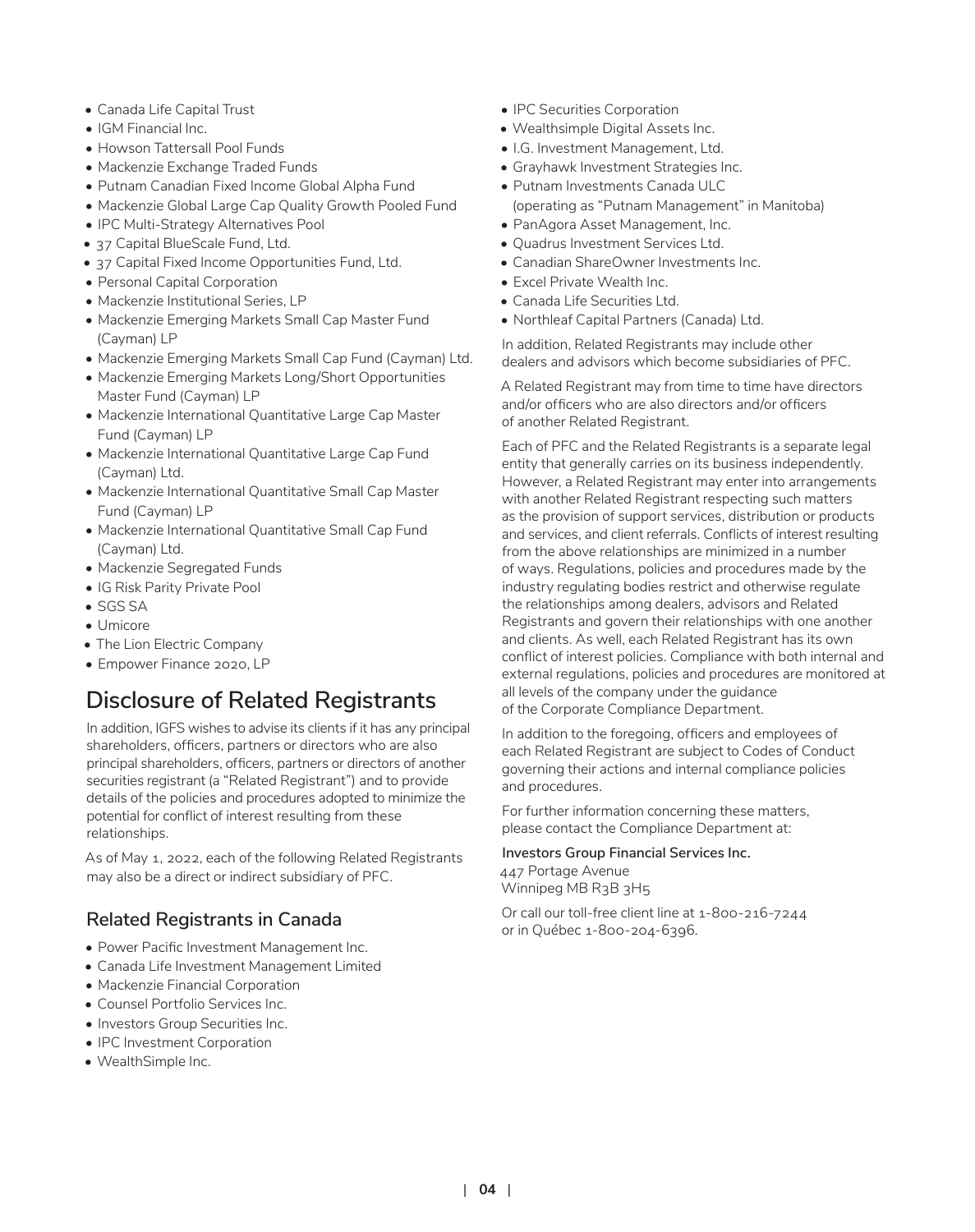- Canada Life Capital Trust
- IGM Financial Inc.
- Howson Tattersall Pool Funds
- Mackenzie Exchange Traded Funds
- Putnam Canadian Fixed Income Global Alpha Fund
- Mackenzie Global Large Cap Quality Growth Pooled Fund
- IPC Multi-Strategy Alternatives Pool
- 37 Capital BlueScale Fund, Ltd.
- 37 Capital Fixed Income Opportunities Fund, Ltd.
- Personal Capital Corporation
- Mackenzie Institutional Series, LP
- Mackenzie Emerging Markets Small Cap Master Fund (Cayman) LP
- Mackenzie Emerging Markets Small Cap Fund (Cayman) Ltd.
- Mackenzie Emerging Markets Long/Short Opportunities Master Fund (Cayman) LP
- Mackenzie International Quantitative Large Cap Master Fund (Cayman) LP
- Mackenzie International Quantitative Large Cap Fund (Cayman) Ltd.
- Mackenzie International Quantitative Small Cap Master Fund (Cayman) LP
- Mackenzie International Quantitative Small Cap Fund (Cayman) Ltd.
- Mackenzie Segregated Funds
- IG Risk Parity Private Pool
- SGS SA
- Umicore
- The Lion Electric Company
- Empower Finance 2020, LP

# Disclosure of Related Registrants

In addition, IGFS wishes to advise its clients if it has any principal shareholders, officers, partners or directors who are also principal shareholders, officers, partners or directors of another securities registrant (a "Related Registrant") and to provide details of the policies and procedures adopted to minimize the potential for conflict of interest resulting from these relationships.

As of May 1, 2022, each of the following Related Registrants may also be a direct or indirect subsidiary of PFC.

## Related Registrants in Canada

- Power Pacific Investment Management Inc.
- Canada Life Investment Management Limited
- Mackenzie Financial Corporation
- Counsel Portfolio Services Inc.
- Investors Group Securities Inc.
- IPC Investment Corporation
- WealthSimple Inc.
- IPC Securities Corporation
- Wealthsimple Digital Assets Inc.
- I.G. Investment Management, Ltd.
- Grayhawk Investment Strategies Inc.
- Putnam Investments Canada ULC (operating as "Putnam Management" in Manitoba)
- PanAgora Asset Management, Inc.
- Quadrus Investment Services Ltd.
- Canadian ShareOwner Investments Inc.
- Excel Private Wealth Inc.
- Canada Life Securities Ltd.
- Northleaf Capital Partners (Canada) Ltd.

In addition, Related Registrants may include other dealers and advisors which become subsidiaries of PFC.

A Related Registrant may from time to time have directors and/or officers who are also directors and/or officers of another Related Registrant.

Each of PFC and the Related Registrants is a separate legal entity that generally carries on its business independently. However, a Related Registrant may enter into arrangements with another Related Registrant respecting such matters as the provision of support services, distribution or products and services, and client referrals. Conflicts of interest resulting from the above relationships are minimized in a number of ways. Regulations, policies and procedures made by the industry regulating bodies restrict and otherwise regulate the relationships among dealers, advisors and Related Registrants and govern their relationships with one another and clients. As well, each Related Registrant has its own conflict of interest policies. Compliance with both internal and external regulations, policies and procedures are monitored at all levels of the company under the guidance of the Corporate Compliance Department.

In addition to the foregoing, officers and employees of each Related Registrant are subject to Codes of Conduct governing their actions and internal compliance policies and procedures.

For further information concerning these matters, please contact the Compliance Department at:

**Investors Group Financial Services Inc.**
447 Portage Avenue
Winnipeg MB R3B 3H5

Or call our toll-free client line at 1-800-216-7244 or in Québec 1-800-204-6396.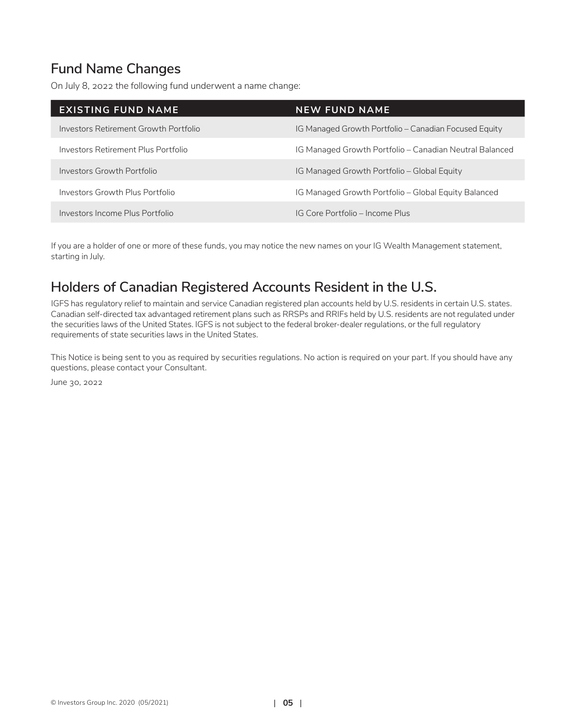## Fund Name Changes

On July 8, 2022 the following fund underwent a name change:

| EXISTING FUND NAME | NEW FUND NAME |
|---|---|
| Investors Retirement Growth Portfolio | IG Managed Growth Portfolio – Canadian Focused Equity |
| Investors Retirement Plus Portfolio | IG Managed Growth Portfolio – Canadian Neutral Balanced |
| Investors Growth Portfolio | IG Managed Growth Portfolio – Global Equity |
| Investors Growth Plus Portfolio | IG Managed Growth Portfolio – Global Equity Balanced |
| Investors Income Plus Portfolio | IG Core Portfolio – Income Plus |

If you are a holder of one or more of these funds, you may notice the new names on your IG Wealth Management statement, starting in July.

## Holders of Canadian Registered Accounts Resident in the U.S.

IGFS has regulatory relief to maintain and service Canadian registered plan accounts held by U.S. residents in certain U.S. states. Canadian self-directed tax advantaged retirement plans such as RRSPs and RRIFs held by U.S. residents are not regulated under the securities laws of the United States. IGFS is not subject to the federal broker-dealer regulations, or the full regulatory requirements of state securities laws in the United States.

This Notice is being sent to you as required by securities regulations. No action is required on your part. If you should have any questions, please contact your Consultant.

June 30, 2022

© Investors Group Inc. 2020 (05/2021)